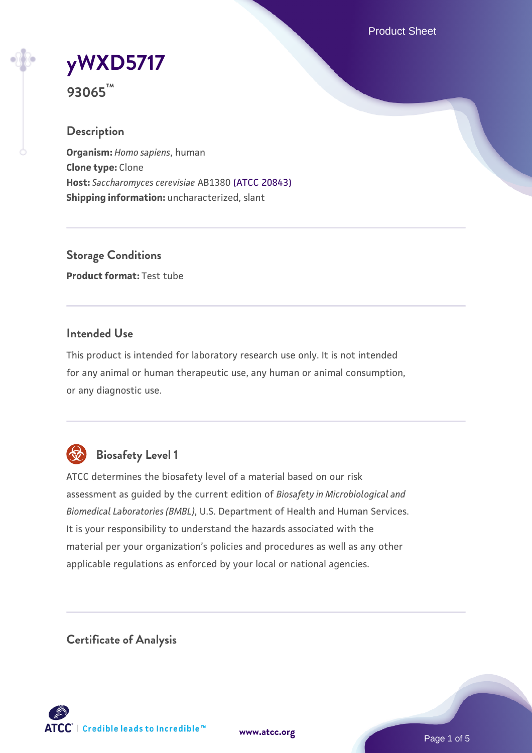# yWXD5717

**93065™**

## Description

**Organism:** *Homo sapiens*, human
**Clone type:** Clone
**Host:** *Saccharomyces cerevisiae* AB1380 (ATCC 20843)
**Shipping information:** uncharacterized, slant

## Storage Conditions

**Product format:** Test tube

## Intended Use

This product is intended for laboratory research use only. It is not intended for any animal or human therapeutic use, any human or animal consumption, or any diagnostic use.

## Biosafety Level 1

ATCC determines the biosafety level of a material based on our risk assessment as guided by the current edition of *Biosafety in Microbiological and Biomedical Laboratories (BMBL)*, U.S. Department of Health and Human Services. It is your responsibility to understand the hazards associated with the material per your organization's policies and procedures as well as any other applicable regulations as enforced by your local or national agencies.

## Certificate of Analysis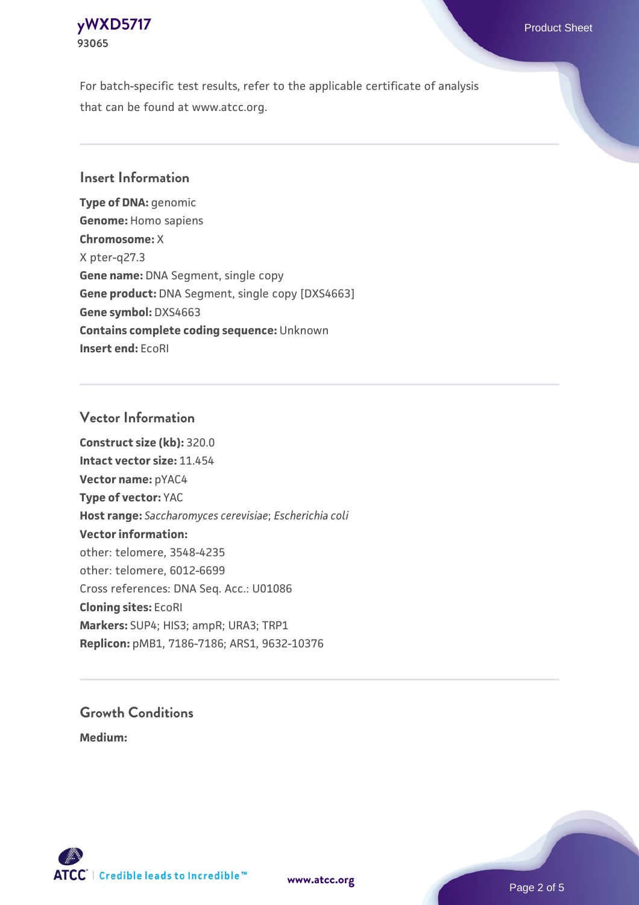For batch-specific test results, refer to the applicable certificate of analysis that can be found at www.atcc.org.

## Insert Information

**Type of DNA:** genomic
**Genome:** Homo sapiens
**Chromosome:** X
X pter-q27.3
**Gene name:** DNA Segment, single copy
**Gene product:** DNA Segment, single copy [DXS4663]
**Gene symbol:** DXS4663
**Contains complete coding sequence:** Unknown
**Insert end:** EcoRI

## Vector Information

**Construct size (kb):** 320.0
**Intact vector size:** 11.454
**Vector name:** pYAC4
**Type of vector:** YAC
**Host range:** *Saccharomyces cerevisiae*; *Escherichia coli*
**Vector information:**
other: telomere, 3548-4235
other: telomere, 6012-6699
Cross references: DNA Seq. Acc.: U01086
**Cloning sites:** EcoRI
**Markers:** SUP4; HIS3; ampR; URA3; TRP1
**Replicon:** pMB1, 7186-7186; ARS1, 9632-10376

## Growth Conditions

**Medium:**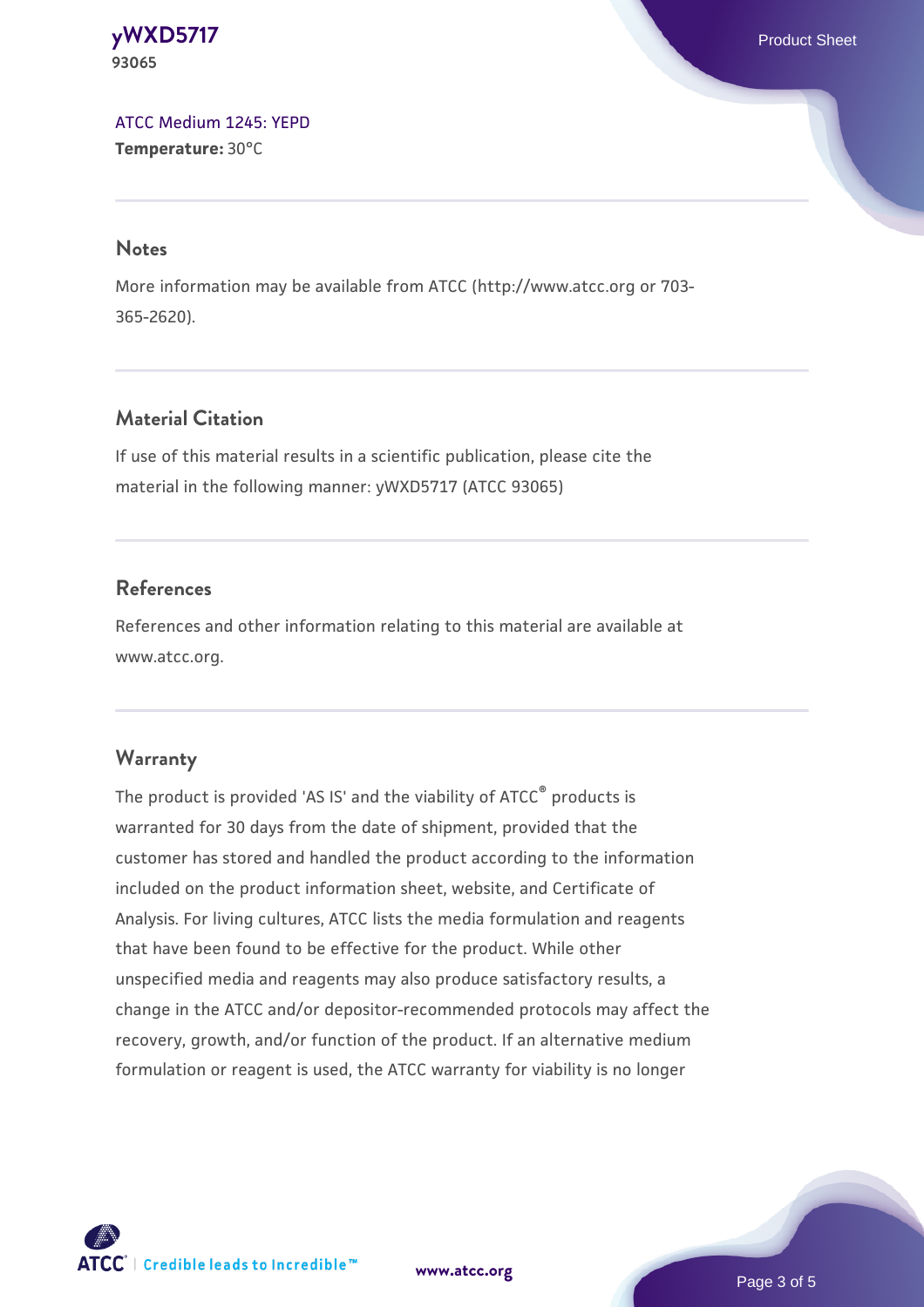ATCC Medium 1245: YEPD
**Temperature:** 30°C

## Notes

More information may be available from ATCC (http://www.atcc.org or 703-365-2620).

## Material Citation

If use of this material results in a scientific publication, please cite the material in the following manner: yWXD5717 (ATCC 93065)

## References

References and other information relating to this material are available at www.atcc.org.

## Warranty

The product is provided 'AS IS' and the viability of ATCC® products is warranted for 30 days from the date of shipment, provided that the customer has stored and handled the product according to the information included on the product information sheet, website, and Certificate of Analysis. For living cultures, ATCC lists the media formulation and reagents that have been found to be effective for the product. While other unspecified media and reagents may also produce satisfactory results, a change in the ATCC and/or depositor-recommended protocols may affect the recovery, growth, and/or function of the product. If an alternative medium formulation or reagent is used, the ATCC warranty for viability is no longer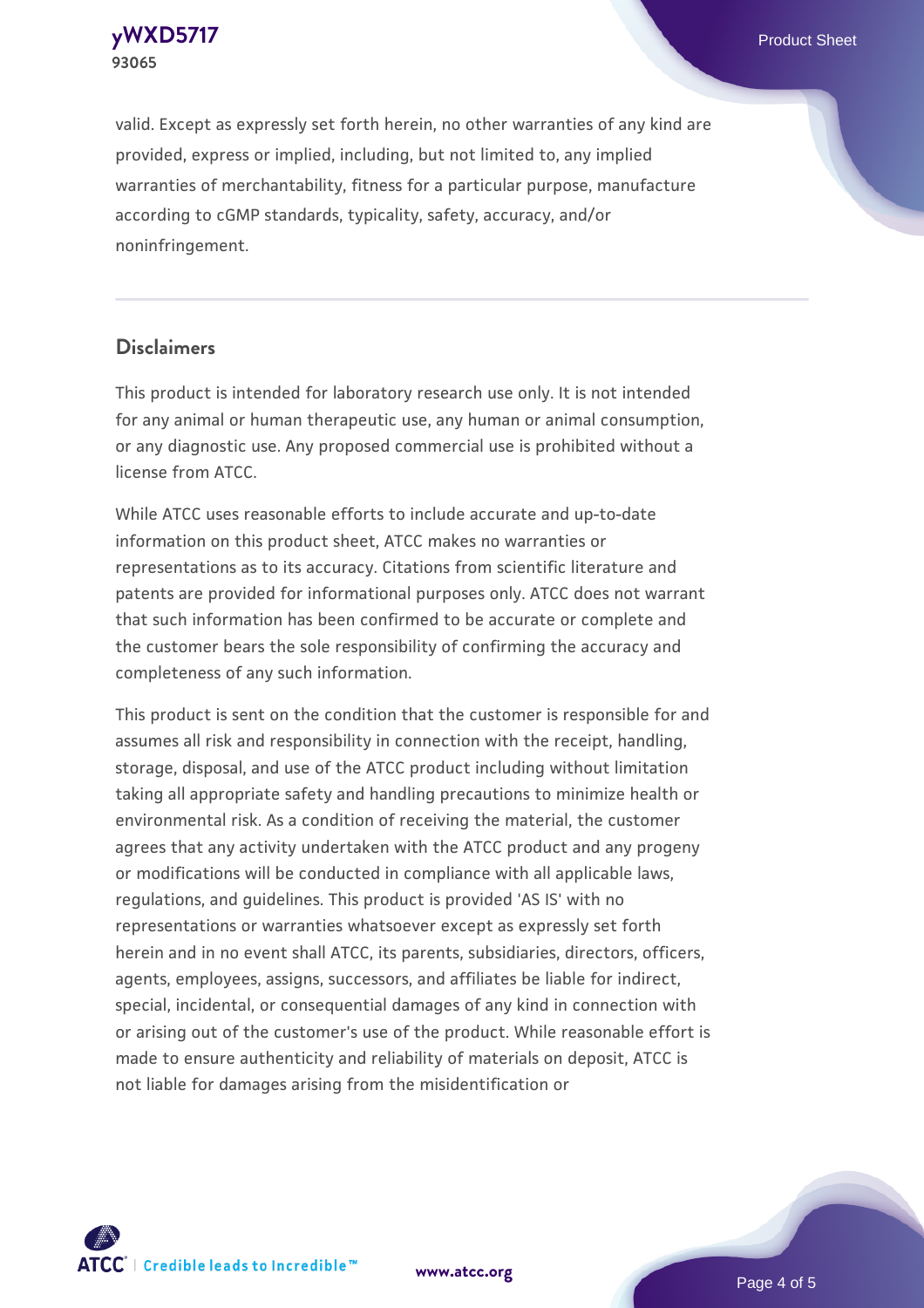valid. Except as expressly set forth herein, no other warranties of any kind are provided, express or implied, including, but not limited to, any implied warranties of merchantability, fitness for a particular purpose, manufacture according to cGMP standards, typicality, safety, accuracy, and/or noninfringement.

## Disclaimers

This product is intended for laboratory research use only. It is not intended for any animal or human therapeutic use, any human or animal consumption, or any diagnostic use. Any proposed commercial use is prohibited without a license from ATCC.

While ATCC uses reasonable efforts to include accurate and up-to-date information on this product sheet, ATCC makes no warranties or representations as to its accuracy. Citations from scientific literature and patents are provided for informational purposes only. ATCC does not warrant that such information has been confirmed to be accurate or complete and the customer bears the sole responsibility of confirming the accuracy and completeness of any such information.

This product is sent on the condition that the customer is responsible for and assumes all risk and responsibility in connection with the receipt, handling, storage, disposal, and use of the ATCC product including without limitation taking all appropriate safety and handling precautions to minimize health or environmental risk. As a condition of receiving the material, the customer agrees that any activity undertaken with the ATCC product and any progeny or modifications will be conducted in compliance with all applicable laws, regulations, and guidelines. This product is provided 'AS IS' with no representations or warranties whatsoever except as expressly set forth herein and in no event shall ATCC, its parents, subsidiaries, directors, officers, agents, employees, assigns, successors, and affiliates be liable for indirect, special, incidental, or consequential damages of any kind in connection with or arising out of the customer's use of the product. While reasonable effort is made to ensure authenticity and reliability of materials on deposit, ATCC is not liable for damages arising from the misidentification or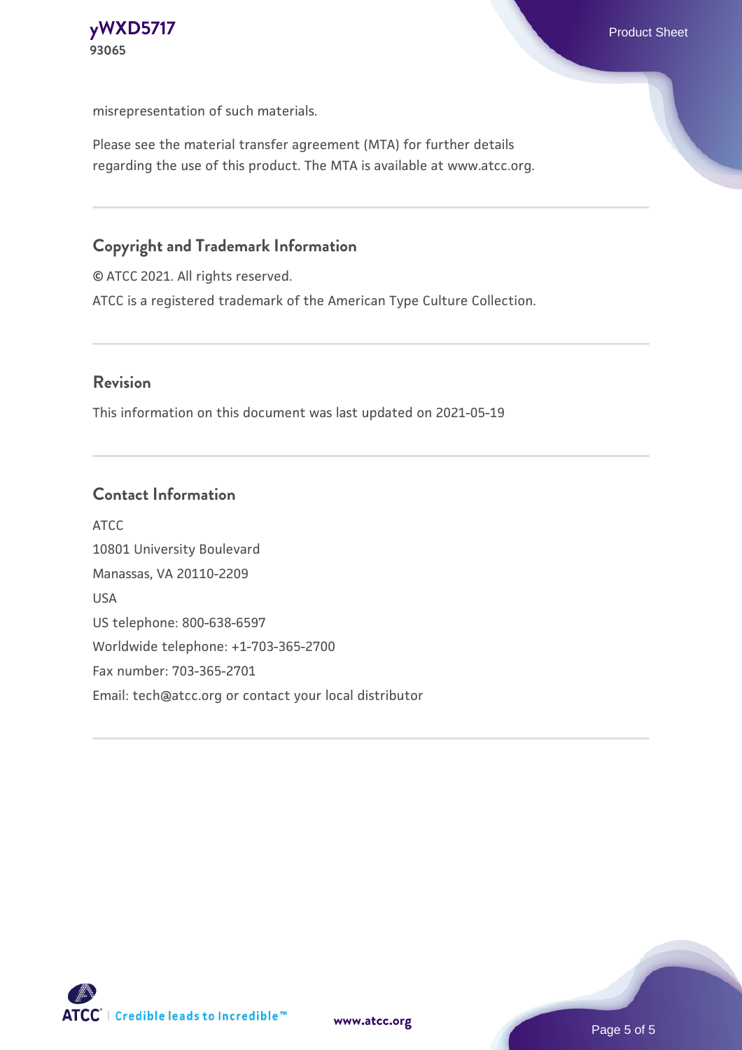misrepresentation of such materials.

Please see the material transfer agreement (MTA) for further details regarding the use of this product. The MTA is available at www.atcc.org.

## Copyright and Trademark Information

© ATCC 2021. All rights reserved.

ATCC is a registered trademark of the American Type Culture Collection.

## Revision

This information on this document was last updated on 2021-05-19

## Contact Information

ATCC
10801 University Boulevard
Manassas, VA 20110-2209
USA
US telephone: 800-638-6597
Worldwide telephone: +1-703-365-2700
Fax number: 703-365-2701
Email: tech@atcc.org or contact your local distributor